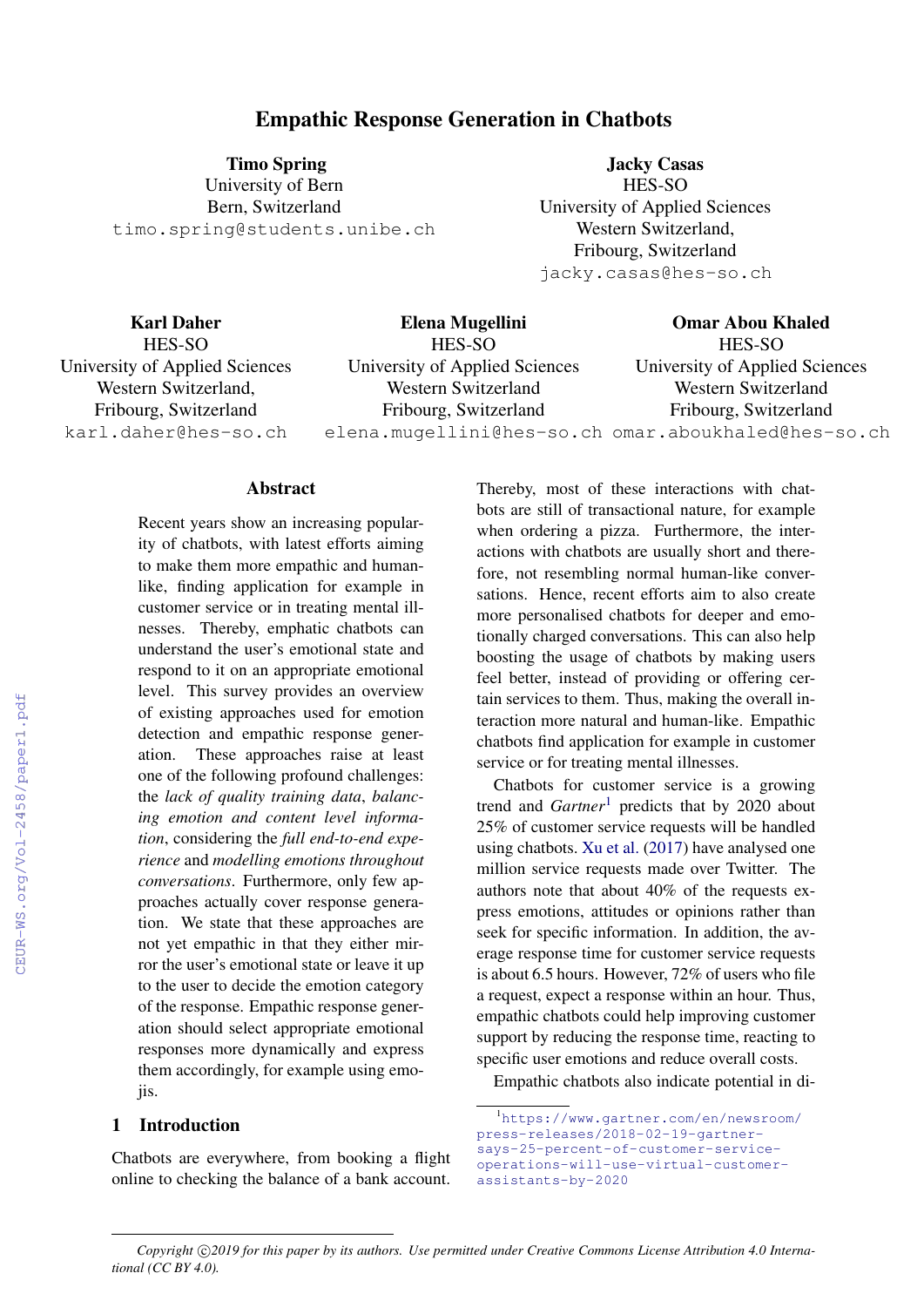# Empathic Response Generation in Chatbots

**Timo Spring**
University of Bern
Bern, Switzerland
timo.spring@students.unibe.ch

**Jacky Casas**
HES-SO
University of Applied Sciences
Western Switzerland,
Fribourg, Switzerland
jacky.casas@hes-so.ch

**Karl Daher**
HES-SO
University of Applied Sciences
Western Switzerland,
Fribourg, Switzerland
karl.daher@hes-so.ch

**Elena Mugellini**
HES-SO
University of Applied Sciences
Western Switzerland
Fribourg, Switzerland
elena.mugellini@hes-so.ch

**Omar Abou Khaled**
HES-SO
University of Applied Sciences
Western Switzerland
Fribourg, Switzerland
omar.aboukhaled@hes-so.ch

## Abstract

Recent years show an increasing popularity of chatbots, with latest efforts aiming to make them more empathic and human-like, finding application for example in customer service or in treating mental illnesses. Thereby, emphatic chatbots can understand the user's emotional state and respond to it on an appropriate emotional level. This survey provides an overview of existing approaches used for emotion detection and empathic response generation. These approaches raise at least one of the following profound challenges: the *lack of quality training data*, *balancing emotion and content level information*, considering the *full end-to-end experience* and *modelling emotions throughout conversations*. Furthermore, only few approaches actually cover response generation. We state that these approaches are not yet empathic in that they either mirror the user's emotional state or leave it up to the user to decide the emotion category of the response. Empathic response generation should select appropriate emotional responses more dynamically and express them accordingly, for example using emojis.

## 1 Introduction

Chatbots are everywhere, from booking a flight online to checking the balance of a bank account. Thereby, most of these interactions with chatbots are still of transactional nature, for example when ordering a pizza. Furthermore, the interactions with chatbots are usually short and therefore, not resembling normal human-like conversations. Hence, recent efforts aim to also create more personalised chatbots for deeper and emotionally charged conversations. This can also help boosting the usage of chatbots by making users feel better, instead of providing or offering certain services to them. Thus, making the overall interaction more natural and human-like. Empathic chatbots find application for example in customer service or for treating mental illnesses.

Chatbots for customer service is a growing trend and *Gartner*[1] predicts that by 2020 about 25% of customer service requests will be handled using chatbots. Xu et al. (2017) have analysed one million service requests made over Twitter. The authors note that about 40% of the requests express emotions, attitudes or opinions rather than seek for specific information. In addition, the average response time for customer service requests is about 6.5 hours. However, 72% of users who file a request, expect a response within an hour. Thus, empathic chatbots could help improving customer support by reducing the response time, reacting to specific user emotions and reduce overall costs.

Empathic chatbots also indicate potential in di-

[1] https://www.gartner.com/en/newsroom/press-releases/2018-02-19-gartner-says-25-percent-of-customer-service-operations-will-use-virtual-customer-assistants-by-2020

*Copyright ©2019 for this paper by its authors. Use permitted under Creative Commons License Attribution 4.0 International (CC BY 4.0).*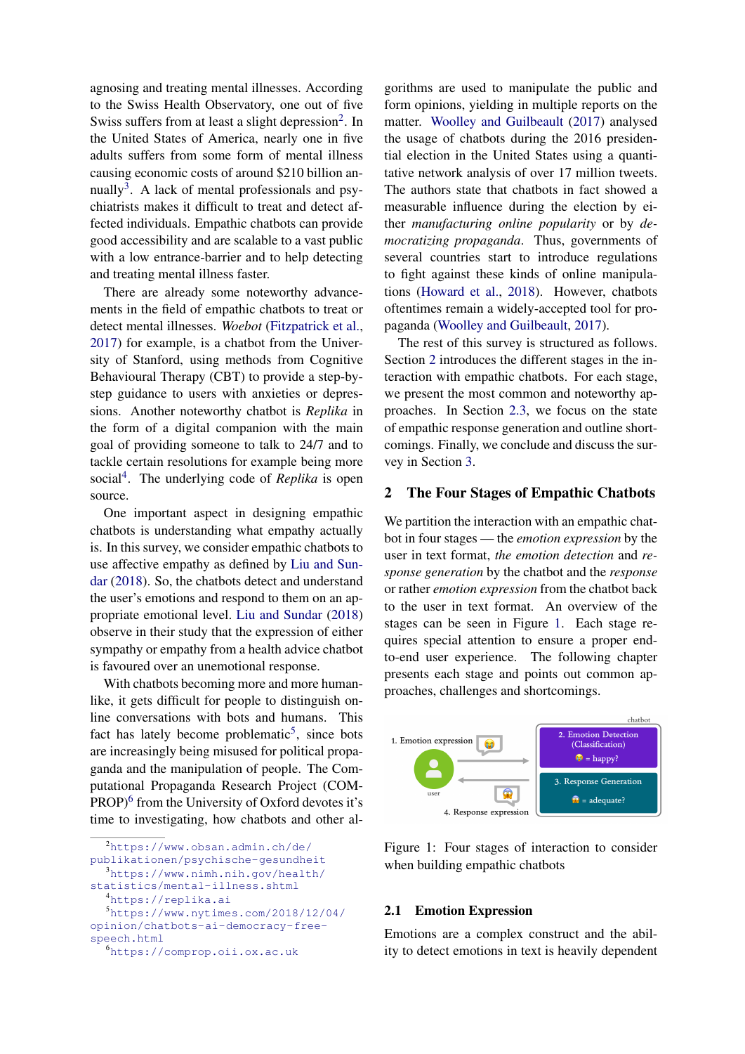agnosing and treating mental illnesses. According to the Swiss Health Observatory, one out of five Swiss suffers from at least a slight depression[2]. In the United States of America, nearly one in five adults suffers from some form of mental illness causing economic costs of around $210 billion annually[3]. A lack of mental professionals and psychiatrists makes it difficult to treat and detect affected individuals. Empathic chatbots can provide good accessibility and are scalable to a vast public with a low entrance-barrier and to help detecting and treating mental illness faster.

There are already some noteworthy advancements in the field of empathic chatbots to treat or detect mental illnesses. *Woebot* (Fitzpatrick et al., 2017) for example, is a chatbot from the University of Stanford, using methods from Cognitive Behavioural Therapy (CBT) to provide a step-by-step guidance to users with anxieties or depressions. Another noteworthy chatbot is *Replika* in the form of a digital companion with the main goal of providing someone to talk to 24/7 and to tackle certain resolutions for example being more social[4]. The underlying code of *Replika* is open source.

One important aspect in designing empathic chatbots is understanding what empathy actually is. In this survey, we consider empathic chatbots to use affective empathy as defined by Liu and Sundar (2018). So, the chatbots detect and understand the user's emotions and respond to them on an appropriate emotional level. Liu and Sundar (2018) observe in their study that the expression of either sympathy or empathy from a health advice chatbot is favoured over an unemotional response.

With chatbots becoming more and more human-like, it gets difficult for people to distinguish online conversations with bots and humans. This fact has lately become problematic[5], since bots are increasingly being misused for political propaganda and the manipulation of people. The Computational Propaganda Research Project (COMPROP)[6] from the University of Oxford devotes it's time to investigating, how chatbots and other algorithms are used to manipulate the public and form opinions, yielding in multiple reports on the matter. Woolley and Guilbeault (2017) analysed the usage of chatbots during the 2016 presidential election in the United States using a quantitative network analysis of over 17 million tweets. The authors state that chatbots in fact showed a measurable influence during the election by either *manufacturing online popularity* or by *democratizing propaganda*. Thus, governments of several countries start to introduce regulations to fight against these kinds of online manipulations (Howard et al., 2018). However, chatbots oftentimes remain a widely-accepted tool for propaganda (Woolley and Guilbeault, 2017).

The rest of this survey is structured as follows. Section 2 introduces the different stages in the interaction with empathic chatbots. For each stage, we present the most common and noteworthy approaches. In Section 2.3, we focus on the state of empathic response generation and outline shortcomings. Finally, we conclude and discuss the survey in Section 3.

## 2 The Four Stages of Empathic Chatbots

We partition the interaction with an empathic chatbot in four stages — the *emotion expression* by the user in text format, *the emotion detection* and *response generation* by the chatbot and the *response* or rather *emotion expression* from the chatbot back to the user in text format. An overview of the stages can be seen in Figure 1. Each stage requires special attention to ensure a proper end-to-end user experience. The following chapter presents each stage and points out common approaches, challenges and shortcomings.

Figure 1: Four stages of interaction to consider when building empathic chatbots

### 2.1 Emotion Expression

Emotions are a complex construct and the ability to detect emotions in text is heavily dependent

---

[2] https://www.obsan.admin.ch/de/publikationen/psychische-gesundheit

[3] https://www.nimh.nih.gov/health/statistics/mental-illness.shtml

[4] https://replika.ai

[5] https://www.nytimes.com/2018/12/04/opinion/chatbots-ai-democracy-free-speech.html

[6] https://comprop.oii.ox.ac.uk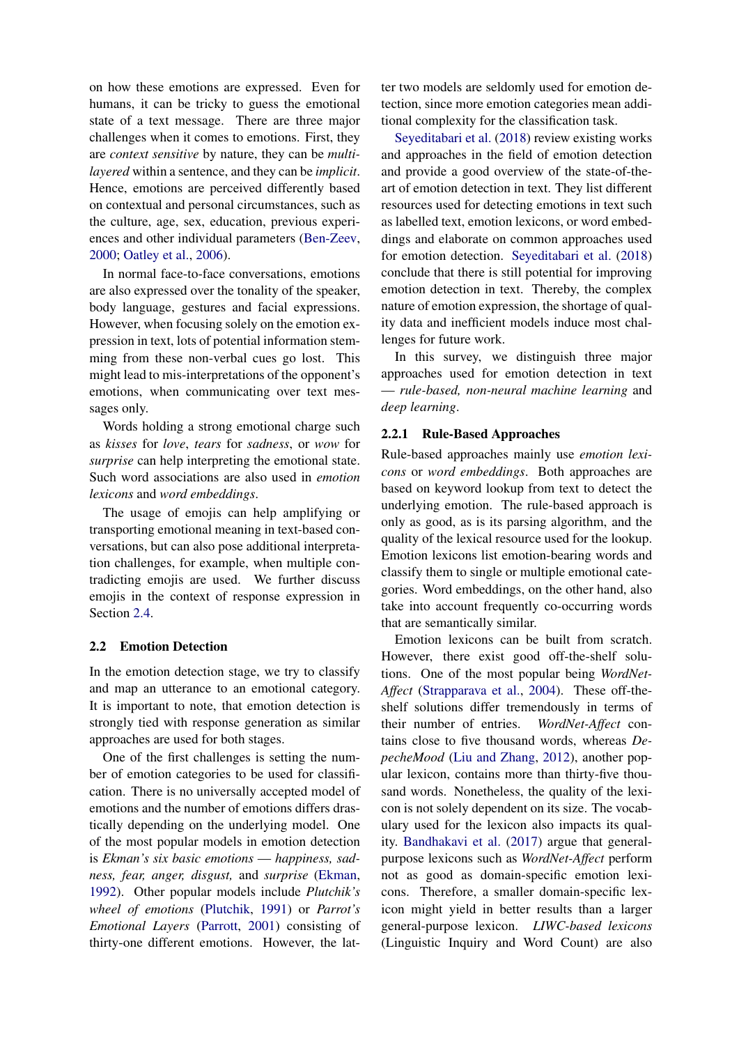on how these emotions are expressed. Even for humans, it can be tricky to guess the emotional state of a text message. There are three major challenges when it comes to emotions. First, they are *context sensitive* by nature, they can be *multi-layered* within a sentence, and they can be *implicit*. Hence, emotions are perceived differently based on contextual and personal circumstances, such as the culture, age, sex, education, previous experiences and other individual parameters (Ben-Zeev, 2000; Oatley et al., 2006).

In normal face-to-face conversations, emotions are also expressed over the tonality of the speaker, body language, gestures and facial expressions. However, when focusing solely on the emotion expression in text, lots of potential information stemming from these non-verbal cues go lost. This might lead to mis-interpretations of the opponent's emotions, when communicating over text messages only.

Words holding a strong emotional charge such as *kisses* for *love*, *tears* for *sadness*, or *wow* for *surprise* can help interpreting the emotional state. Such word associations are also used in *emotion lexicons* and *word embeddings*.

The usage of emojis can help amplifying or transporting emotional meaning in text-based conversations, but can also pose additional interpretation challenges, for example, when multiple contradicting emojis are used. We further discuss emojis in the context of response expression in Section 2.4.

### 2.2 Emotion Detection

In the emotion detection stage, we try to classify and map an utterance to an emotional category. It is important to note, that emotion detection is strongly tied with response generation as similar approaches are used for both stages.

One of the first challenges is setting the number of emotion categories to be used for classification. There is no universally accepted model of emotions and the number of emotions differs drastically depending on the underlying model. One of the most popular models in emotion detection is *Ekman's six basic emotions — happiness, sadness, fear, anger, disgust,* and *surprise* (Ekman, 1992). Other popular models include *Plutchik's wheel of emotions* (Plutchik, 1991) or *Parrot's Emotional Layers* (Parrott, 2001) consisting of thirty-one different emotions. However, the latter two models are seldomly used for emotion detection, since more emotion categories mean additional complexity for the classification task.

Seyeditabari et al. (2018) review existing works and approaches in the field of emotion detection and provide a good overview of the state-of-the-art of emotion detection in text. They list different resources used for detecting emotions in text such as labelled text, emotion lexicons, or word embeddings and elaborate on common approaches used for emotion detection. Seyeditabari et al. (2018) conclude that there is still potential for improving emotion detection in text. Thereby, the complex nature of emotion expression, the shortage of quality data and inefficient models induce most challenges for future work.

In this survey, we distinguish three major approaches used for emotion detection in text — *rule-based, non-neural machine learning* and *deep learning*.

#### 2.2.1 Rule-Based Approaches

Rule-based approaches mainly use *emotion lexicons* or *word embeddings*. Both approaches are based on keyword lookup from text to detect the underlying emotion. The rule-based approach is only as good, as is its parsing algorithm, and the quality of the lexical resource used for the lookup. Emotion lexicons list emotion-bearing words and classify them to single or multiple emotional categories. Word embeddings, on the other hand, also take into account frequently co-occurring words that are semantically similar.

Emotion lexicons can be built from scratch. However, there exist good off-the-shelf solutions. One of the most popular being *WordNet-Affect* (Strapparava et al., 2004). These off-the-shelf solutions differ tremendously in terms of their number of entries. *WordNet-Affect* contains close to five thousand words, whereas *DepecheMood* (Liu and Zhang, 2012), another popular lexicon, contains more than thirty-five thousand words. Nonetheless, the quality of the lexicon is not solely dependent on its size. The vocabulary used for the lexicon also impacts its quality. Bandhakavi et al. (2017) argue that general-purpose lexicons such as *WordNet-Affect* perform not as good as domain-specific emotion lexicons. Therefore, a smaller domain-specific lexicon might yield in better results than a larger general-purpose lexicon. *LIWC-based lexicons* (Linguistic Inquiry and Word Count) are also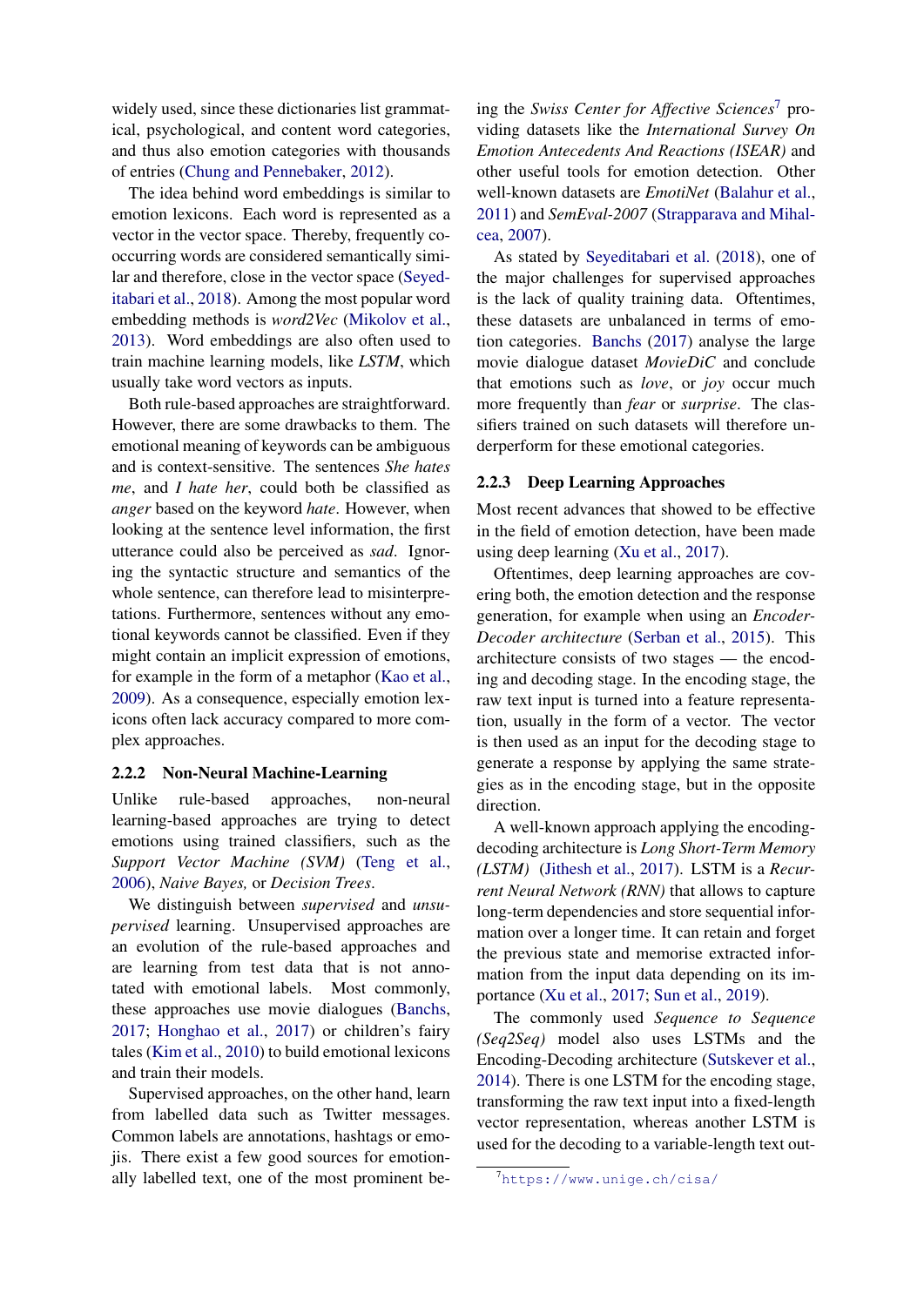widely used, since these dictionaries list grammatical, psychological, and content word categories, and thus also emotion categories with thousands of entries (Chung and Pennebaker, 2012).

The idea behind word embeddings is similar to emotion lexicons. Each word is represented as a vector in the vector space. Thereby, frequently co-occurring words are considered semantically similar and therefore, close in the vector space (Seyeditabari et al., 2018). Among the most popular word embedding methods is *word2Vec* (Mikolov et al., 2013). Word embeddings are also often used to train machine learning models, like *LSTM*, which usually take word vectors as inputs.

Both rule-based approaches are straightforward. However, there are some drawbacks to them. The emotional meaning of keywords can be ambiguous and is context-sensitive. The sentences *She hates me*, and *I hate her*, could both be classified as *anger* based on the keyword *hate*. However, when looking at the sentence level information, the first utterance could also be perceived as *sad*. Ignoring the syntactic structure and semantics of the whole sentence, can therefore lead to misinterpretations. Furthermore, sentences without any emotional keywords cannot be classified. Even if they might contain an implicit expression of emotions, for example in the form of a metaphor (Kao et al., 2009). As a consequence, especially emotion lexicons often lack accuracy compared to more complex approaches.

### 2.2.2 Non-Neural Machine-Learning

Unlike rule-based approaches, non-neural learning-based approaches are trying to detect emotions using trained classifiers, such as the *Support Vector Machine (SVM)* (Teng et al., 2006), *Naive Bayes,* or *Decision Trees*.

We distinguish between *supervised* and *unsupervised* learning. Unsupervised approaches are an evolution of the rule-based approaches and are learning from test data that is not annotated with emotional labels. Most commonly, these approaches use movie dialogues (Banchs, 2017; Honghao et al., 2017) or children's fairy tales (Kim et al., 2010) to build emotional lexicons and train their models.

Supervised approaches, on the other hand, learn from labelled data such as Twitter messages. Common labels are annotations, hashtags or emojis. There exist a few good sources for emotionally labelled text, one of the most prominent being the *Swiss Center for Affective Sciences*[7] providing datasets like the *International Survey On Emotion Antecedents And Reactions (ISEAR)* and other useful tools for emotion detection. Other well-known datasets are *EmotiNet* (Balahur et al., 2011) and *SemEval-2007* (Strapparava and Mihalcea, 2007).

As stated by Seyeditabari et al. (2018), one of the major challenges for supervised approaches is the lack of quality training data. Oftentimes, these datasets are unbalanced in terms of emotion categories. Banchs (2017) analyse the large movie dialogue dataset *MovieDiC* and conclude that emotions such as *love*, or *joy* occur much more frequently than *fear* or *surprise*. The classifiers trained on such datasets will therefore underperform for these emotional categories.

### 2.2.3 Deep Learning Approaches

Most recent advances that showed to be effective in the field of emotion detection, have been made using deep learning (Xu et al., 2017).

Oftentimes, deep learning approaches are covering both, the emotion detection and the response generation, for example when using an *Encoder-Decoder architecture* (Serban et al., 2015). This architecture consists of two stages — the encoding and decoding stage. In the encoding stage, the raw text input is turned into a feature representation, usually in the form of a vector. The vector is then used as an input for the decoding stage to generate a response by applying the same strategies as in the encoding stage, but in the opposite direction.

A well-known approach applying the encoding-decoding architecture is *Long Short-Term Memory (LSTM)* (Jithesh et al., 2017). LSTM is a *Recurrent Neural Network (RNN)* that allows to capture long-term dependencies and store sequential information over a longer time. It can retain and forget the previous state and memorise extracted information from the input data depending on its importance (Xu et al., 2017; Sun et al., 2019).

The commonly used *Sequence to Sequence (Seq2Seq)* model also uses LSTMs and the Encoding-Decoding architecture (Sutskever et al., 2014). There is one LSTM for the encoding stage, transforming the raw text input into a fixed-length vector representation, whereas another LSTM is used for the decoding to a variable-length text out-

[7] https://www.unige.ch/cisa/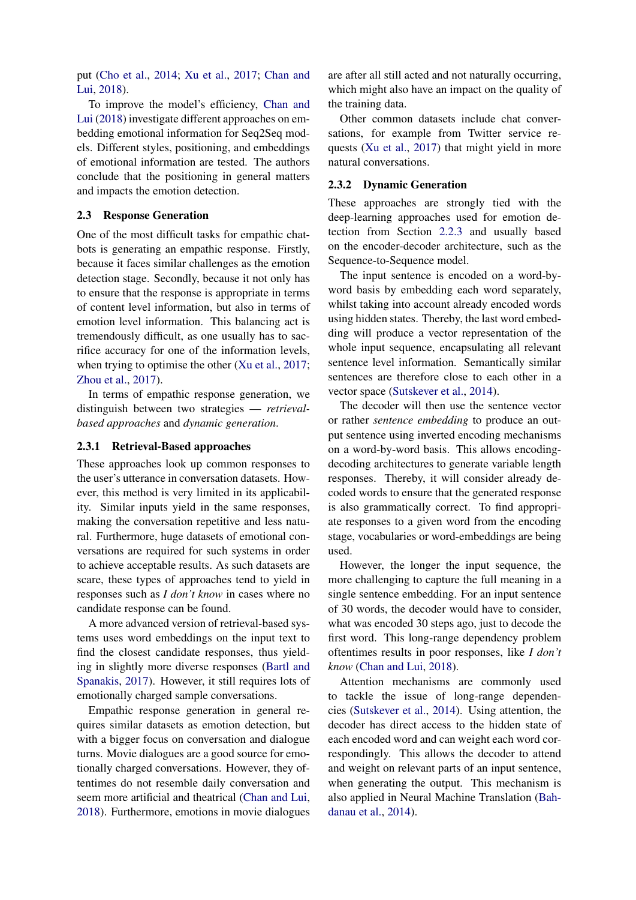put (Cho et al., 2014; Xu et al., 2017; Chan and Lui, 2018).

To improve the model's efficiency, Chan and Lui (2018) investigate different approaches on embedding emotional information for Seq2Seq models. Different styles, positioning, and embeddings of emotional information are tested. The authors conclude that the positioning in general matters and impacts the emotion detection.

## 2.3 Response Generation

One of the most difficult tasks for empathic chatbots is generating an empathic response. Firstly, because it faces similar challenges as the emotion detection stage. Secondly, because it not only has to ensure that the response is appropriate in terms of content level information, but also in terms of emotion level information. This balancing act is tremendously difficult, as one usually has to sacrifice accuracy for one of the information levels, when trying to optimise the other (Xu et al., 2017; Zhou et al., 2017).

In terms of empathic response generation, we distinguish between two strategies — *retrieval-based approaches* and *dynamic generation*.

### 2.3.1 Retrieval-Based approaches

These approaches look up common responses to the user's utterance in conversation datasets. However, this method is very limited in its applicability. Similar inputs yield in the same responses, making the conversation repetitive and less natural. Furthermore, huge datasets of emotional conversations are required for such systems in order to achieve acceptable results. As such datasets are scare, these types of approaches tend to yield in responses such as *I don't know* in cases where no candidate response can be found.

A more advanced version of retrieval-based systems uses word embeddings on the input text to find the closest candidate responses, thus yielding in slightly more diverse responses (Bartl and Spanakis, 2017). However, it still requires lots of emotionally charged sample conversations.

Empathic response generation in general requires similar datasets as emotion detection, but with a bigger focus on conversation and dialogue turns. Movie dialogues are a good source for emotionally charged conversations. However, they oftentimes do not resemble daily conversation and seem more artificial and theatrical (Chan and Lui, 2018). Furthermore, emotions in movie dialogues are after all still acted and not naturally occurring, which might also have an impact on the quality of the training data.

Other common datasets include chat conversations, for example from Twitter service requests (Xu et al., 2017) that might yield in more natural conversations.

### 2.3.2 Dynamic Generation

These approaches are strongly tied with the deep-learning approaches used for emotion detection from Section 2.2.3 and usually based on the encoder-decoder architecture, such as the Sequence-to-Sequence model.

The input sentence is encoded on a word-by-word basis by embedding each word separately, whilst taking into account already encoded words using hidden states. Thereby, the last word embedding will produce a vector representation of the whole input sequence, encapsulating all relevant sentence level information. Semantically similar sentences are therefore close to each other in a vector space (Sutskever et al., 2014).

The decoder will then use the sentence vector or rather *sentence embedding* to produce an output sentence using inverted encoding mechanisms on a word-by-word basis. This allows encoding-decoding architectures to generate variable length responses. Thereby, it will consider already decoded words to ensure that the generated response is also grammatically correct. To find appropriate responses to a given word from the encoding stage, vocabularies or word-embeddings are being used.

However, the longer the input sequence, the more challenging to capture the full meaning in a single sentence embedding. For an input sentence of 30 words, the decoder would have to consider, what was encoded 30 steps ago, just to decode the first word. This long-range dependency problem oftentimes results in poor responses, like *I don't know* (Chan and Lui, 2018).

Attention mechanisms are commonly used to tackle the issue of long-range dependencies (Sutskever et al., 2014). Using attention, the decoder has direct access to the hidden state of each encoded word and can weight each word correspondingly. This allows the decoder to attend and weight on relevant parts of an input sentence, when generating the output. This mechanism is also applied in Neural Machine Translation (Bahdanau et al., 2014).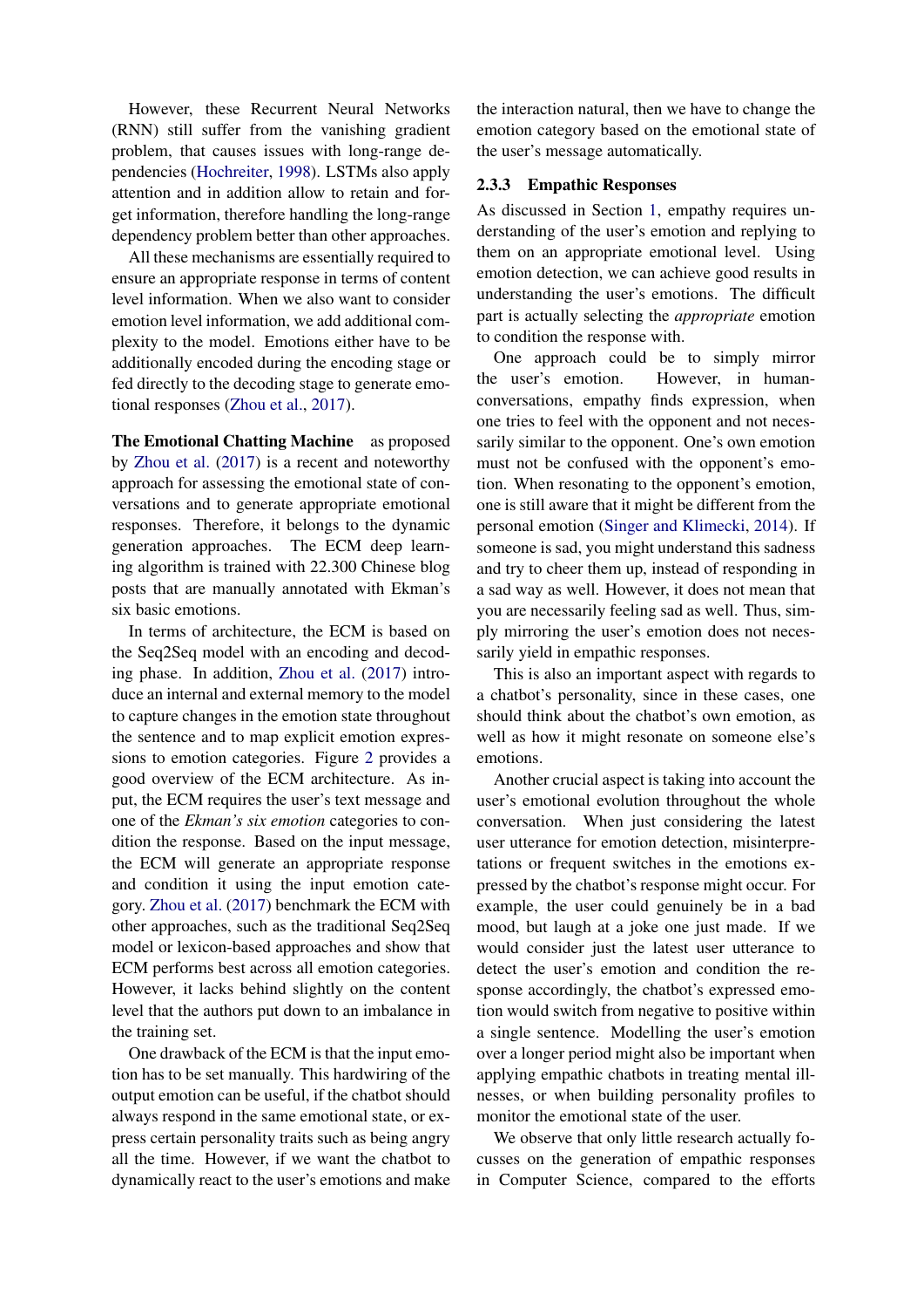However, these Recurrent Neural Networks (RNN) still suffer from the vanishing gradient problem, that causes issues with long-range dependencies (Hochreiter, 1998). LSTMs also apply attention and in addition allow to retain and forget information, therefore handling the long-range dependency problem better than other approaches.

All these mechanisms are essentially required to ensure an appropriate response in terms of content level information. When we also want to consider emotion level information, we add additional complexity to the model. Emotions either have to be additionally encoded during the encoding stage or fed directly to the decoding stage to generate emotional responses (Zhou et al., 2017).

**The Emotional Chatting Machine** as proposed by Zhou et al. (2017) is a recent and noteworthy approach for assessing the emotional state of conversations and to generate appropriate emotional responses. Therefore, it belongs to the dynamic generation approaches. The ECM deep learning algorithm is trained with 22.300 Chinese blog posts that are manually annotated with Ekman's six basic emotions.

In terms of architecture, the ECM is based on the Seq2Seq model with an encoding and decoding phase. In addition, Zhou et al. (2017) introduce an internal and external memory to the model to capture changes in the emotion state throughout the sentence and to map explicit emotion expressions to emotion categories. Figure 2 provides a good overview of the ECM architecture. As input, the ECM requires the user's text message and one of the *Ekman's six emotion* categories to condition the response. Based on the input message, the ECM will generate an appropriate response and condition it using the input emotion category. Zhou et al. (2017) benchmark the ECM with other approaches, such as the traditional Seq2Seq model or lexicon-based approaches and show that ECM performs best across all emotion categories. However, it lacks behind slightly on the content level that the authors put down to an imbalance in the training set.

One drawback of the ECM is that the input emotion has to be set manually. This hardwiring of the output emotion can be useful, if the chatbot should always respond in the same emotional state, or express certain personality traits such as being angry all the time. However, if we want the chatbot to dynamically react to the user's emotions and make the interaction natural, then we have to change the emotion category based on the emotional state of the user's message automatically.

#### 2.3.3 Empathic Responses

As discussed in Section 1, empathy requires understanding of the user's emotion and replying to them on an appropriate emotional level. Using emotion detection, we can achieve good results in understanding the user's emotions. The difficult part is actually selecting the *appropriate* emotion to condition the response with.

One approach could be to simply mirror the user's emotion. However, in human-conversations, empathy finds expression, when one tries to feel with the opponent and not necessarily similar to the opponent. One's own emotion must not be confused with the opponent's emotion. When resonating to the opponent's emotion, one is still aware that it might be different from the personal emotion (Singer and Klimecki, 2014). If someone is sad, you might understand this sadness and try to cheer them up, instead of responding in a sad way as well. However, it does not mean that you are necessarily feeling sad as well. Thus, simply mirroring the user's emotion does not necessarily yield in empathic responses.

This is also an important aspect with regards to a chatbot's personality, since in these cases, one should think about the chatbot's own emotion, as well as how it might resonate on someone else's emotions.

Another crucial aspect is taking into account the user's emotional evolution throughout the whole conversation. When just considering the latest user utterance for emotion detection, misinterpretations or frequent switches in the emotions expressed by the chatbot's response might occur. For example, the user could genuinely be in a bad mood, but laugh at a joke one just made. If we would consider just the latest user utterance to detect the user's emotion and condition the response accordingly, the chatbot's expressed emotion would switch from negative to positive within a single sentence. Modelling the user's emotion over a longer period might also be important when applying empathic chatbots in treating mental illnesses, or when building personality profiles to monitor the emotional state of the user.

We observe that only little research actually focusses on the generation of empathic responses in Computer Science, compared to the efforts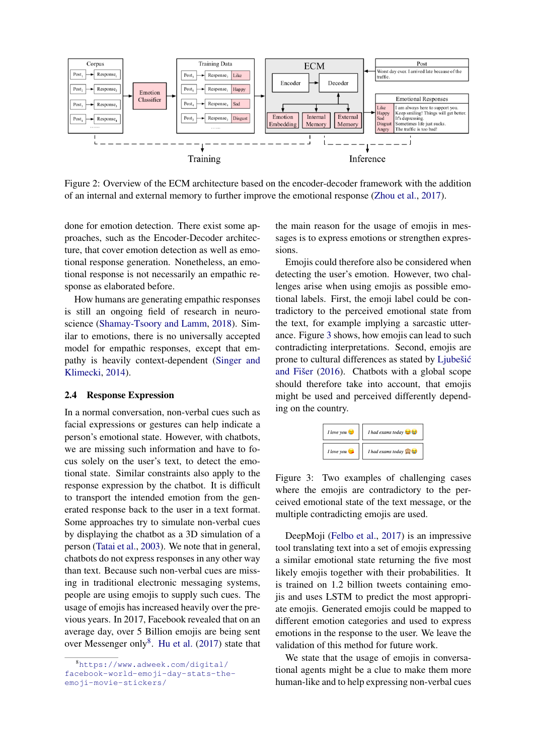Figure 2: Overview of the ECM architecture based on the encoder-decoder framework with the addition of an internal and external memory to further improve the emotional response (Zhou et al., 2017).

done for emotion detection. There exist some approaches, such as the Encoder-Decoder architecture, that cover emotion detection as well as emotional response generation. Nonetheless, an emotional response is not necessarily an empathic response as elaborated before.

How humans are generating empathic responses is still an ongoing field of research in neuroscience (Shamay-Tsoory and Lamm, 2018). Similar to emotions, there is no universally accepted model for empathic responses, except that empathy is heavily context-dependent (Singer and Klimecki, 2014).

## 2.4 Response Expression

In a normal conversation, non-verbal cues such as facial expressions or gestures can help indicate a person's emotional state. However, with chatbots, we are missing such information and have to focus solely on the user's text, to detect the emotional state. Similar constraints also apply to the response expression by the chatbot. It is difficult to transport the intended emotion from the generated response back to the user in a text format. Some approaches try to simulate non-verbal cues by displaying the chatbot as a 3D simulation of a person (Tatai et al., 2003). We note that in general, chatbots do not express responses in any other way than text. Because such non-verbal cues are missing in traditional electronic messaging systems, people are using emojis to supply such cues. The usage of emojis has increased heavily over the previous years. In 2017, Facebook revealed that on an average day, over 5 Billion emojis are being sent over Messenger only[8]. Hu et al. (2017) state that the main reason for the usage of emojis in messages is to express emotions or strengthen expressions.

Emojis could therefore also be considered when detecting the user's emotion. However, two challenges arise when using emojis as possible emotional labels. First, the emoji label could be contradictory to the perceived emotional state from the text, for example implying a sarcastic utterance. Figure 3 shows, how emojis can lead to such contradicting interpretations. Second, emojis are prone to cultural differences as stated by Ljubešić and Fišer (2016). Chatbots with a global scope should therefore take into account, that emojis might be used and perceived differently depending on the country.

Figure 3: Two examples of challenging cases where the emojis are contradictory to the perceived emotional state of the text message, or the multiple contradicting emojis are used.

DeepMoji (Felbo et al., 2017) is an impressive tool translating text into a set of emojis expressing a similar emotional state returning the five most likely emojis together with their probabilities. It is trained on 1.2 billion tweets containing emojis and uses LSTM to predict the most appropriate emojis. Generated emojis could be mapped to different emotion categories and used to express emotions in the response to the user. We leave the validation of this method for future work.

We state that the usage of emojis in conversational agents might be a clue to make them more human-like and to help expressing non-verbal cues

[8] https://www.adweek.com/digital/facebook-world-emoji-day-stats-the-emoji-movie-stickers/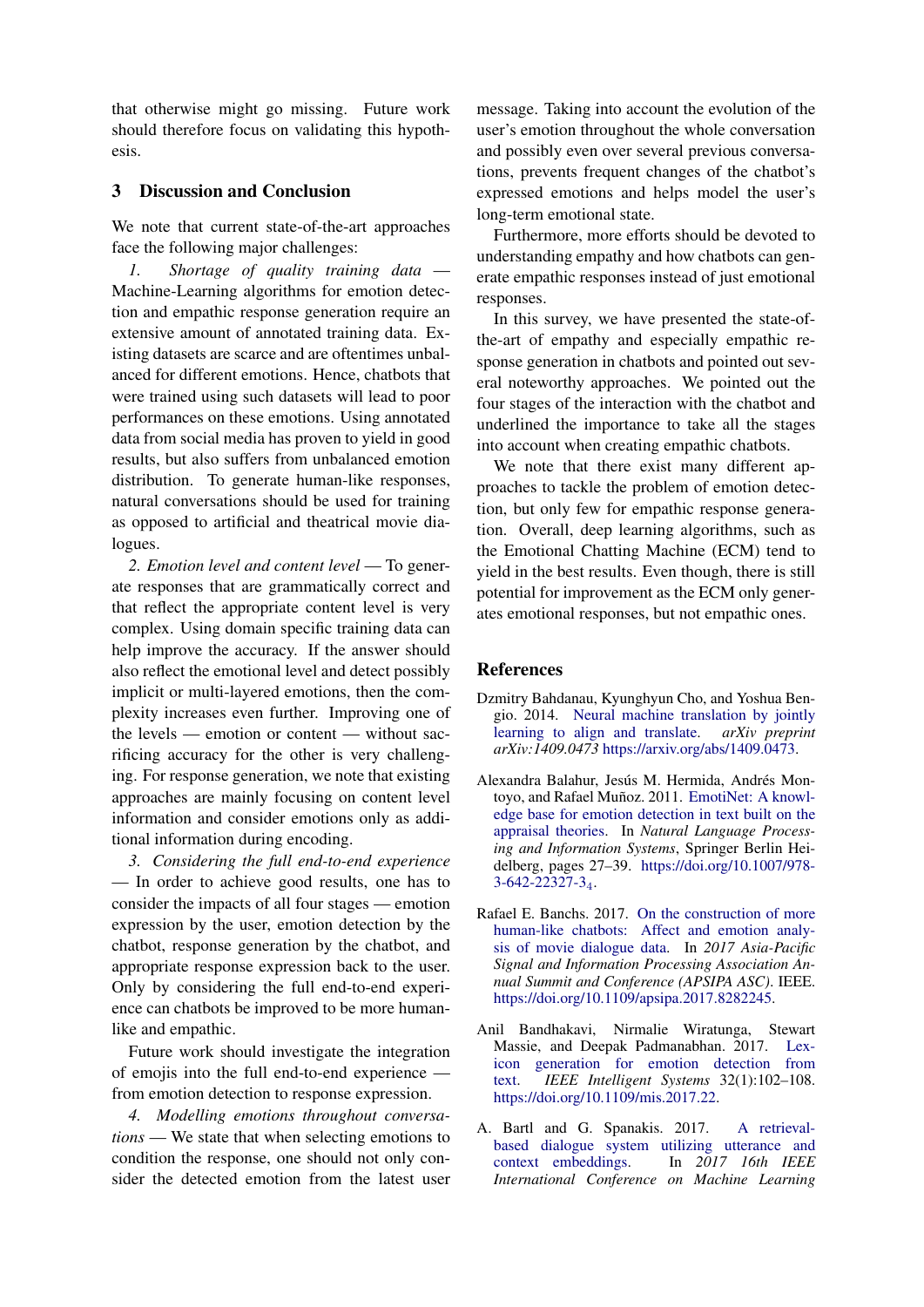that otherwise might go missing. Future work should therefore focus on validating this hypothesis.

## 3 Discussion and Conclusion

We note that current state-of-the-art approaches face the following major challenges:

*1. Shortage of quality training data* — Machine-Learning algorithms for emotion detection and empathic response generation require an extensive amount of annotated training data. Existing datasets are scarce and are oftentimes unbalanced for different emotions. Hence, chatbots that were trained using such datasets will lead to poor performances on these emotions. Using annotated data from social media has proven to yield in good results, but also suffers from unbalanced emotion distribution. To generate human-like responses, natural conversations should be used for training as opposed to artificial and theatrical movie dialogues.

*2. Emotion level and content level* — To generate responses that are grammatically correct and that reflect the appropriate content level is very complex. Using domain specific training data can help improve the accuracy. If the answer should also reflect the emotional level and detect possibly implicit or multi-layered emotions, then the complexity increases even further. Improving one of the levels — emotion or content — without sacrificing accuracy for the other is very challenging. For response generation, we note that existing approaches are mainly focusing on content level information and consider emotions only as additional information during encoding.

*3. Considering the full end-to-end experience* — In order to achieve good results, one has to consider the impacts of all four stages — emotion expression by the user, emotion detection by the chatbot, response generation by the chatbot, and appropriate response expression back to the user. Only by considering the full end-to-end experience can chatbots be improved to be more human-like and empathic.

Future work should investigate the integration of emojis into the full end-to-end experience — from emotion detection to response expression.

*4. Modelling emotions throughout conversations* — We state that when selecting emotions to condition the response, one should not only consider the detected emotion from the latest user message. Taking into account the evolution of the user's emotion throughout the whole conversation and possibly even over several previous conversations, prevents frequent changes of the chatbot's expressed emotions and helps model the user's long-term emotional state.

Furthermore, more efforts should be devoted to understanding empathy and how chatbots can generate empathic responses instead of just emotional responses.

In this survey, we have presented the state-of-the-art of empathy and especially empathic response generation in chatbots and pointed out several noteworthy approaches. We pointed out the four stages of the interaction with the chatbot and underlined the importance to take all the stages into account when creating empathic chatbots.

We note that there exist many different approaches to tackle the problem of emotion detection, but only few for empathic response generation. Overall, deep learning algorithms, such as the Emotional Chatting Machine (ECM) tend to yield in the best results. Even though, there is still potential for improvement as the ECM only generates emotional responses, but not empathic ones.

## References

Dzmitry Bahdanau, Kyunghyun Cho, and Yoshua Bengio. 2014. Neural machine translation by jointly learning to align and translate. *arXiv preprint arXiv:1409.0473* https://arxiv.org/abs/1409.0473.

Alexandra Balahur, Jesús M. Hermida, Andrés Montoyo, and Rafael Muñoz. 2011. EmotiNet: A knowledge base for emotion detection in text built on the appraisal theories. In *Natural Language Processing and Information Systems*, Springer Berlin Heidelberg, pages 27–39. https://doi.org/10.1007/978-3-642-22327-3_4.

Rafael E. Banchs. 2017. On the construction of more human-like chatbots: Affect and emotion analysis of movie dialogue data. In *2017 Asia-Pacific Signal and Information Processing Association Annual Summit and Conference (APSIPA ASC)*. IEEE. https://doi.org/10.1109/apsipa.2017.8282245.

Anil Bandhakavi, Nirmalie Wiratunga, Stewart Massie, and Deepak Padmanabhan. 2017. Lexicon generation for emotion detection from text. *IEEE Intelligent Systems* 32(1):102–108. https://doi.org/10.1109/mis.2017.22.

A. Bartl and G. Spanakis. 2017. A retrieval-based dialogue system utilizing utterance and context embeddings. In *2017 16th IEEE International Conference on Machine Learning*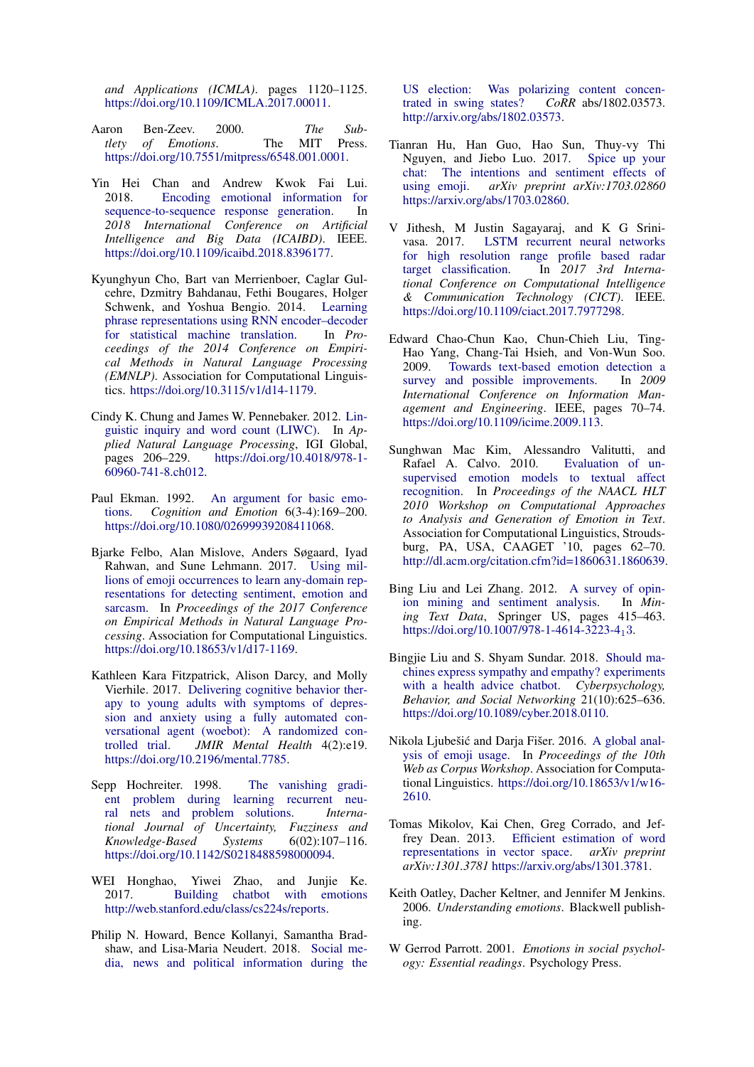and Applications (ICMLA). pages 1120–1125. https://doi.org/10.1109/ICMLA.2017.00011.

Aaron Ben-Zeev. 2000. *The Subtlety of Emotions*. The MIT Press. https://doi.org/10.7551/mitpress/6548.001.0001.

Yin Hei Chan and Andrew Kwok Fai Lui. 2018. Encoding emotional information for sequence-to-sequence response generation. In *2018 International Conference on Artificial Intelligence and Big Data (ICAIBD)*. IEEE. https://doi.org/10.1109/icaibd.2018.8396177.

Kyunghyun Cho, Bart van Merrienboer, Caglar Gulcehre, Dzmitry Bahdanau, Fethi Bougares, Holger Schwenk, and Yoshua Bengio. 2014. Learning phrase representations using RNN encoder–decoder for statistical machine translation. In *Proceedings of the 2014 Conference on Empirical Methods in Natural Language Processing (EMNLP)*. Association for Computational Linguistics. https://doi.org/10.3115/v1/d14-1179.

Cindy K. Chung and James W. Pennebaker. 2012. Linguistic inquiry and word count (LIWC). In *Applied Natural Language Processing*, IGI Global, pages 206–229. https://doi.org/10.4018/978-1-60960-741-8.ch012.

Paul Ekman. 1992. An argument for basic emotions. *Cognition and Emotion* 6(3-4):169–200. https://doi.org/10.1080/02699939208411068.

Bjarke Felbo, Alan Mislove, Anders Søgaard, Iyad Rahwan, and Sune Lehmann. 2017. Using millions of emoji occurrences to learn any-domain representations for detecting sentiment, emotion and sarcasm. In *Proceedings of the 2017 Conference on Empirical Methods in Natural Language Processing*. Association for Computational Linguistics. https://doi.org/10.18653/v1/d17-1169.

Kathleen Kara Fitzpatrick, Alison Darcy, and Molly Vierhile. 2017. Delivering cognitive behavior therapy to young adults with symptoms of depression and anxiety using a fully automated conversational agent (woebot): A randomized controlled trial. *JMIR Mental Health* 4(2):e19. https://doi.org/10.2196/mental.7785.

Sepp Hochreiter. 1998. The vanishing gradient problem during learning recurrent neural nets and problem solutions. *International Journal of Uncertainty, Fuzziness and Knowledge-Based Systems* 6(02):107–116. https://doi.org/10.1142/S0218488598000094.

WEI Honghao, Yiwei Zhao, and Junjie Ke. 2017. Building chatbot with emotions. http://web.stanford.edu/class/cs224s/reports.

Philip N. Howard, Bence Kollanyi, Samantha Bradshaw, and Lisa-Maria Neudert. 2018. Social media, news and political information during the US election: Was polarizing content concentrated in swing states? *CoRR* abs/1802.03573. http://arxiv.org/abs/1802.03573.

Tianran Hu, Han Guo, Hao Sun, Thuy-vy Thi Nguyen, and Jiebo Luo. 2017. Spice up your chat: The intentions and sentiment effects of using emoji. *arXiv preprint arXiv:1703.02860* https://arxiv.org/abs/1703.02860.

V Jithesh, M Justin Sagayaraj, and K G Srinivasa. 2017. LSTM recurrent neural networks for high resolution range profile based radar target classification. In *2017 3rd International Conference on Computational Intelligence & Communication Technology (CICT)*. IEEE. https://doi.org/10.1109/ciact.2017.7977298.

Edward Chao-Chun Kao, Chun-Chieh Liu, Ting-Hao Yang, Chang-Tai Hsieh, and Von-Wun Soo. 2009. Towards text-based emotion detection a survey and possible improvements. In *2009 International Conference on Information Management and Engineering*. IEEE, pages 70–74. https://doi.org/10.1109/icime.2009.113.

Sunghwan Mac Kim, Alessandro Valitutti, and Rafael A. Calvo. 2010. Evaluation of unsupervised emotion models to textual affect recognition. In *Proceedings of the NAACL HLT 2010 Workshop on Computational Approaches to Analysis and Generation of Emotion in Text*. Association for Computational Linguistics, Stroudsburg, PA, USA, CAAGET '10, pages 62–70. http://dl.acm.org/citation.cfm?id=1860631.1860639.

Bing Liu and Lei Zhang. 2012. A survey of opinion mining and sentiment analysis. In *Mining Text Data*, Springer US, pages 415–463. https://doi.org/10.1007/978-1-4614-3223-4$_1$3.

Bingjie Liu and S. Shyam Sundar. 2018. Should machines express sympathy and empathy? experiments with a health advice chatbot. *Cyberpsychology, Behavior, and Social Networking* 21(10):625–636. https://doi.org/10.1089/cyber.2018.0110.

Nikola Ljubešić and Darja Fišer. 2016. A global analysis of emoji usage. In *Proceedings of the 10th Web as Corpus Workshop*. Association for Computational Linguistics. https://doi.org/10.18653/v1/w16-2610.

Tomas Mikolov, Kai Chen, Greg Corrado, and Jeffrey Dean. 2013. Efficient estimation of word representations in vector space. *arXiv preprint arXiv:1301.3781* https://arxiv.org/abs/1301.3781.

Keith Oatley, Dacher Keltner, and Jennifer M Jenkins. 2006. *Understanding emotions*. Blackwell publishing.

W Gerrod Parrott. 2001. *Emotions in social psychology: Essential readings*. Psychology Press.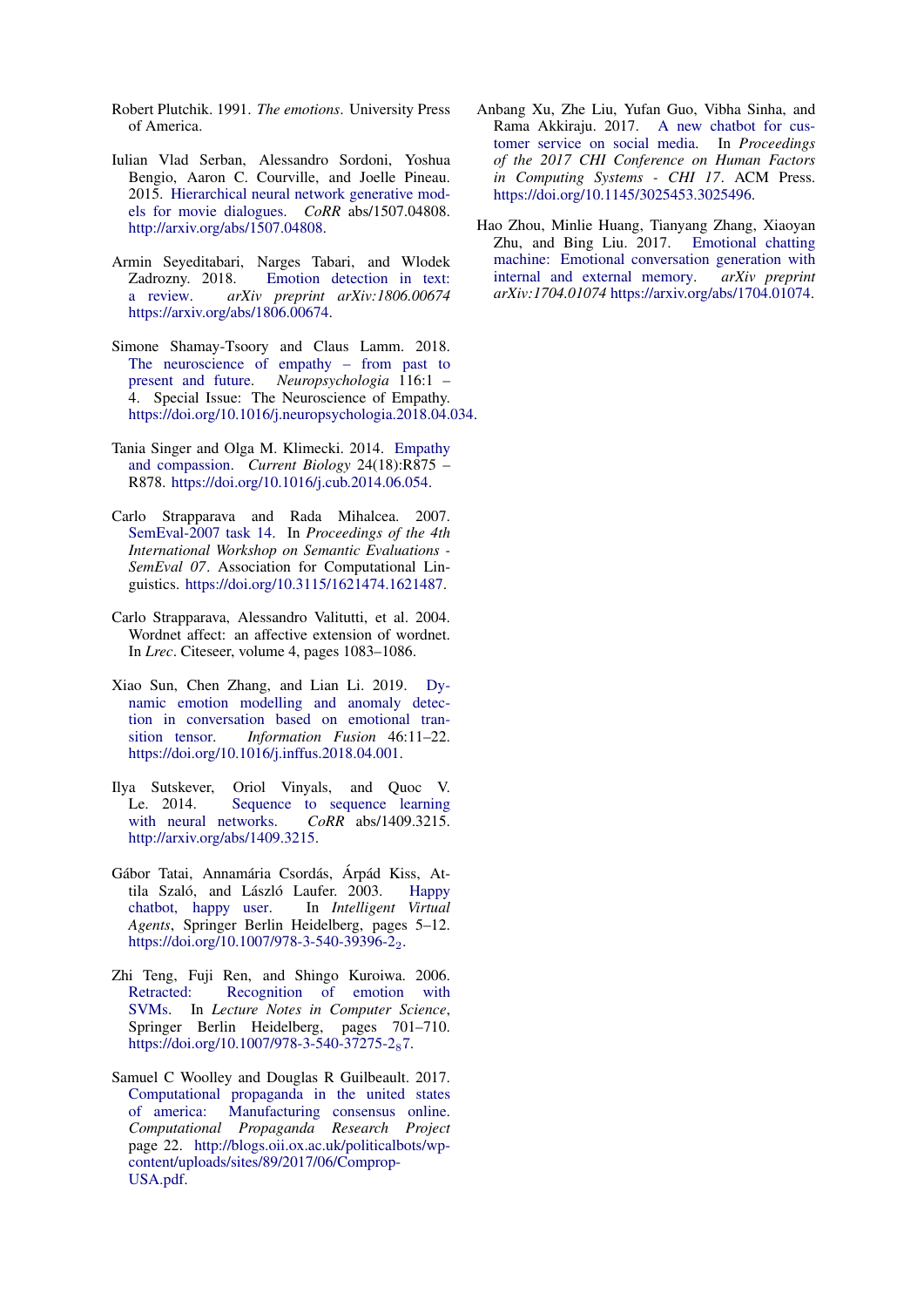Robert Plutchik. 1991. *The emotions*. University Press of America.

Iulian Vlad Serban, Alessandro Sordoni, Yoshua Bengio, Aaron C. Courville, and Joelle Pineau. 2015. Hierarchical neural network generative models for movie dialogues. *CoRR* abs/1507.04808. http://arxiv.org/abs/1507.04808.

Armin Seyeditabari, Narges Tabari, and Wlodek Zadrozny. 2018. Emotion detection in text: a review. *arXiv preprint arXiv:1806.00674* https://arxiv.org/abs/1806.00674.

Simone Shamay-Tsoory and Claus Lamm. 2018. The neuroscience of empathy – from past to present and future. *Neuropsychologia* 116:1 – 4. Special Issue: The Neuroscience of Empathy. https://doi.org/10.1016/j.neuropsychologia.2018.04.034.

Tania Singer and Olga M. Klimecki. 2014. Empathy and compassion. *Current Biology* 24(18):R875 – R878. https://doi.org/10.1016/j.cub.2014.06.054.

Carlo Strapparava and Rada Mihalcea. 2007. SemEval-2007 task 14. In *Proceedings of the 4th International Workshop on Semantic Evaluations - SemEval 07*. Association for Computational Linguistics. https://doi.org/10.3115/1621474.1621487.

Carlo Strapparava, Alessandro Valitutti, et al. 2004. Wordnet affect: an affective extension of wordnet. In *Lrec*. Citeseer, volume 4, pages 1083–1086.

Xiao Sun, Chen Zhang, and Lian Li. 2019. Dynamic emotion modelling and anomaly detection in conversation based on emotional transition tensor. *Information Fusion* 46:11–22. https://doi.org/10.1016/j.inffus.2018.04.001.

Ilya Sutskever, Oriol Vinyals, and Quoc V. Le. 2014. Sequence to sequence learning with neural networks. *CoRR* abs/1409.3215. http://arxiv.org/abs/1409.3215.

Gábor Tatai, Annamária Csordás, Árpád Kiss, Attila Szaló, and László Laufer. 2003. Happy chatbot, happy user. In *Intelligent Virtual Agents*, Springer Berlin Heidelberg, pages 5–12. https://doi.org/10.1007/978-3-540-39396-2$_2$.

Zhi Teng, Fuji Ren, and Shingo Kuroiwa. 2006. Retracted: Recognition of emotion with SVMs. In *Lecture Notes in Computer Science*, Springer Berlin Heidelberg, pages 701–710. https://doi.org/10.1007/978-3-540-37275-2$_8$7.

Samuel C Woolley and Douglas R Guilbeault. 2017. Computational propaganda in the united states of america: Manufacturing consensus online. *Computational Propaganda Research Project* page 22. http://blogs.oii.ox.ac.uk/politicalbots/wp-content/uploads/sites/89/2017/06/Comprop-USA.pdf.

Anbang Xu, Zhe Liu, Yufan Guo, Vibha Sinha, and Rama Akkiraju. 2017. A new chatbot for customer service on social media. In *Proceedings of the 2017 CHI Conference on Human Factors in Computing Systems - CHI 17*. ACM Press. https://doi.org/10.1145/3025453.3025496.

Hao Zhou, Minlie Huang, Tianyang Zhang, Xiaoyan Zhu, and Bing Liu. 2017. Emotional chatting machine: Emotional conversation generation with internal and external memory. *arXiv preprint arXiv:1704.01074* https://arxiv.org/abs/1704.01074.